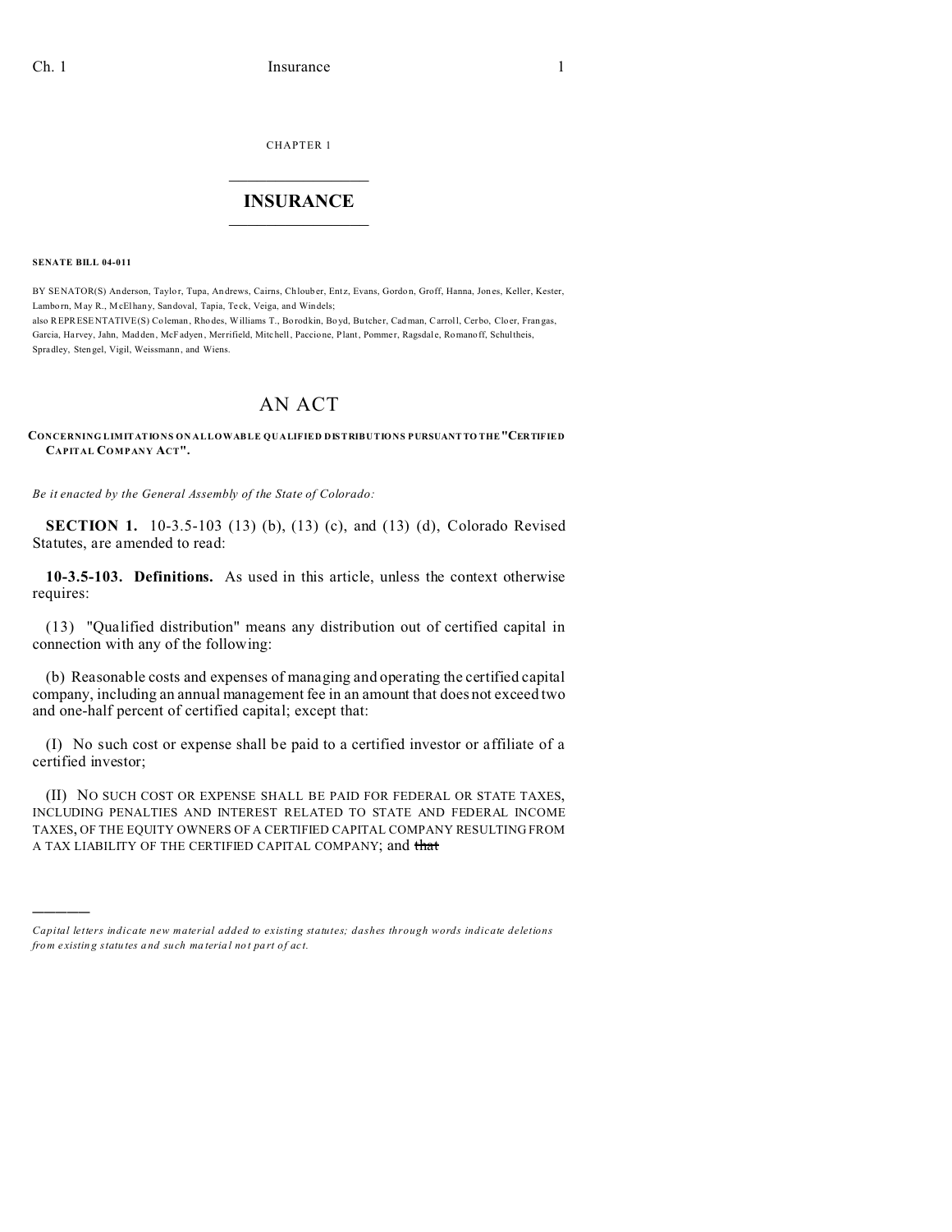CHAPTER 1

# INSURANCE

**SENATE BILL 04-011**

BY SENATOR(S) Anderson, Taylor, Tupa, Andrews, Cairns, Chlouber, Entz, Evans, Gordon, Groff, Hanna, Jones, Keller, Kester, Lamborn, May R., McElhany, Sandoval, Tapia, Teck, Veiga, and Windels;
also REPRESENTATIVE(S) Coleman, Rhodes, Williams T., Borodkin, Boyd, Butcher, Cadman, Carroll, Cerbo, Cloer, Frangas, Garcia, Harvey, Jahn, Madden, McFadyen, Merrifield, Mitchell, Paccione, Plant, Pommer, Ragsdale, Romanoff, Schultheis, Spradley, Stengel, Vigil, Weissmann, and Wiens.

# AN ACT

**CONCERNING LIMITATIONS ON ALLOWABLE QUALIFIED DISTRIBUTIONS PURSUANT TO THE "CERTIFIED CAPITAL COMPANY ACT".**

*Be it enacted by the General Assembly of the State of Colorado:*

**SECTION 1.** 10-3.5-103 (13) (b), (13) (c), and (13) (d), Colorado Revised Statutes, are amended to read:

**10-3.5-103. Definitions.** As used in this article, unless the context otherwise requires:

(13) "Qualified distribution" means any distribution out of certified capital in connection with any of the following:

(b) Reasonable costs and expenses of managing and operating the certified capital company, including an annual management fee in an amount that does not exceed two and one-half percent of certified capital; except that:

(I) No such cost or expense shall be paid to a certified investor or affiliate of a certified investor;

(II) NO SUCH COST OR EXPENSE SHALL BE PAID FOR FEDERAL OR STATE TAXES, INCLUDING PENALTIES AND INTEREST RELATED TO STATE AND FEDERAL INCOME TAXES, OF THE EQUITY OWNERS OF A CERTIFIED CAPITAL COMPANY RESULTING FROM A TAX LIABILITY OF THE CERTIFIED CAPITAL COMPANY; and ~~that~~

---

*Capital letters indicate new material added to existing statutes; dashes through words indicate deletions from existing statutes and such material not part of act.*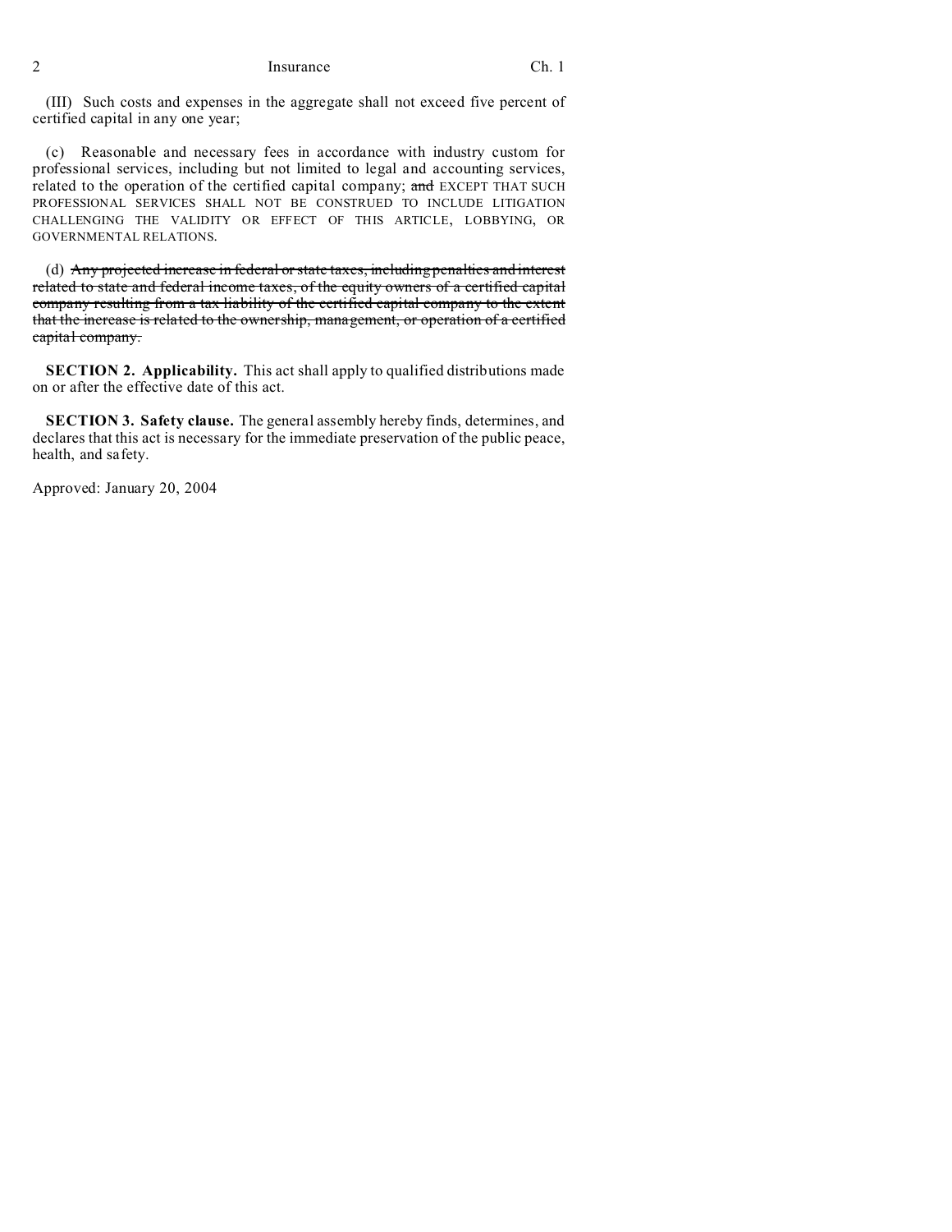(III) Such costs and expenses in the aggregate shall not exceed five percent of certified capital in any one year;

(c) Reasonable and necessary fees in accordance with industry custom for professional services, including but not limited to legal and accounting services, related to the operation of the certified capital company; ~~and~~ EXCEPT THAT SUCH PROFESSIONAL SERVICES SHALL NOT BE CONSTRUED TO INCLUDE LITIGATION CHALLENGING THE VALIDITY OR EFFECT OF THIS ARTICLE, LOBBYING, OR GOVERNMENTAL RELATIONS.

(d) ~~Any projected increase in federal or state taxes, including penalties and interest related to state and federal income taxes, of the equity owners of a certified capital company resulting from a tax liability of the certified capital company to the extent that the increase is related to the ownership, management, or operation of a certified capital company.~~

**SECTION 2. Applicability.** This act shall apply to qualified distributions made on or after the effective date of this act.

**SECTION 3. Safety clause.** The general assembly hereby finds, determines, and declares that this act is necessary for the immediate preservation of the public peace, health, and safety.

Approved: January 20, 2004